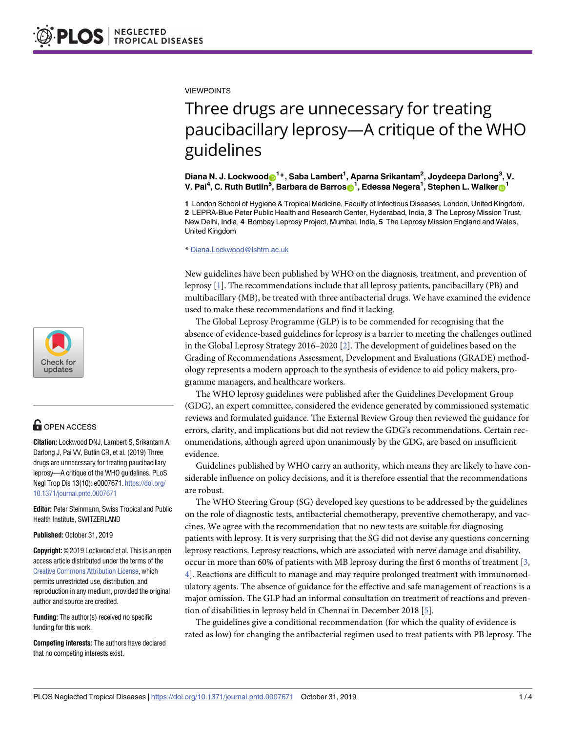VIEWPOINTS

# Three drugs are unnecessary for treating paucibacillary leprosy—A critique of the WHO guidelines

**Diana N. J. Lockwood[1]*, Saba Lambert[1], Aparna Srikantam[2], Joydeepa Darlong[3], V. V. Pai[4], C. Ruth Butlin[5], Barbara de Barros[1], Edessa Negera[1], Stephen L. Walker[1]**

**1** London School of Hygiene & Tropical Medicine, Faculty of Infectious Diseases, London, United Kingdom, **2** LEPRA-Blue Peter Public Health and Research Center, Hyderabad, India, **3** The Leprosy Mission Trust, New Delhi, India, **4** Bombay Leprosy Project, Mumbai, India, **5** The Leprosy Mission England and Wales, United Kingdom

* Diana.Lockwood@lshtm.ac.uk

OPEN ACCESS

**Citation:** Lockwood DNJ, Lambert S, Srikantam A, Darlong J, Pai VV, Butlin CR, et al. (2019) Three drugs are unnecessary for treating paucibacillary leprosy—A critique of the WHO guidelines. PLoS Negl Trop Dis 13(10): e0007671. https://doi.org/10.1371/journal.pntd.0007671

**Editor:** Peter Steinmann, Swiss Tropical and Public Health Institute, SWITZERLAND

**Published:** October 31, 2019

**Copyright:** © 2019 Lockwood et al. This is an open access article distributed under the terms of the Creative Commons Attribution License, which permits unrestricted use, distribution, and reproduction in any medium, provided the original author and source are credited.

**Funding:** The author(s) received no specific funding for this work.

**Competing interests:** The authors have declared that no competing interests exist.

New guidelines have been published by WHO on the diagnosis, treatment, and prevention of leprosy [1]. The recommendations include that all leprosy patients, paucibacillary (PB) and multibacillary (MB), be treated with three antibacterial drugs. We have examined the evidence used to make these recommendations and find it lacking.

The Global Leprosy Programme (GLP) is to be commended for recognising that the absence of evidence-based guidelines for leprosy is a barrier to meeting the challenges outlined in the Global Leprosy Strategy 2016–2020 [2]. The development of guidelines based on the Grading of Recommendations Assessment, Development and Evaluations (GRADE) methodology represents a modern approach to the synthesis of evidence to aid policy makers, programme managers, and healthcare workers.

The WHO leprosy guidelines were published after the Guidelines Development Group (GDG), an expert committee, considered the evidence generated by commissioned systematic reviews and formulated guidance. The External Review Group then reviewed the guidance for errors, clarity, and implications but did not review the GDG's recommendations. Certain recommendations, although agreed upon unanimously by the GDG, are based on insufficient evidence.

Guidelines published by WHO carry an authority, which means they are likely to have considerable influence on policy decisions, and it is therefore essential that the recommendations are robust.

The WHO Steering Group (SG) developed key questions to be addressed by the guidelines on the role of diagnostic tests, antibacterial chemotherapy, preventive chemotherapy, and vaccines. We agree with the recommendation that no new tests are suitable for diagnosing patients with leprosy. It is very surprising that the SG did not devise any questions concerning leprosy reactions. Leprosy reactions, which are associated with nerve damage and disability, occur in more than 60% of patients with MB leprosy during the first 6 months of treatment [3, 4]. Reactions are difficult to manage and may require prolonged treatment with immunomodulatory agents. The absence of guidance for the effective and safe management of reactions is a major omission. The GLP had an informal consultation on treatment of reactions and prevention of disabilities in leprosy held in Chennai in December 2018 [5].

The guidelines give a conditional recommendation (for which the quality of evidence is rated as low) for changing the antibacterial regimen used to treat patients with PB leprosy. The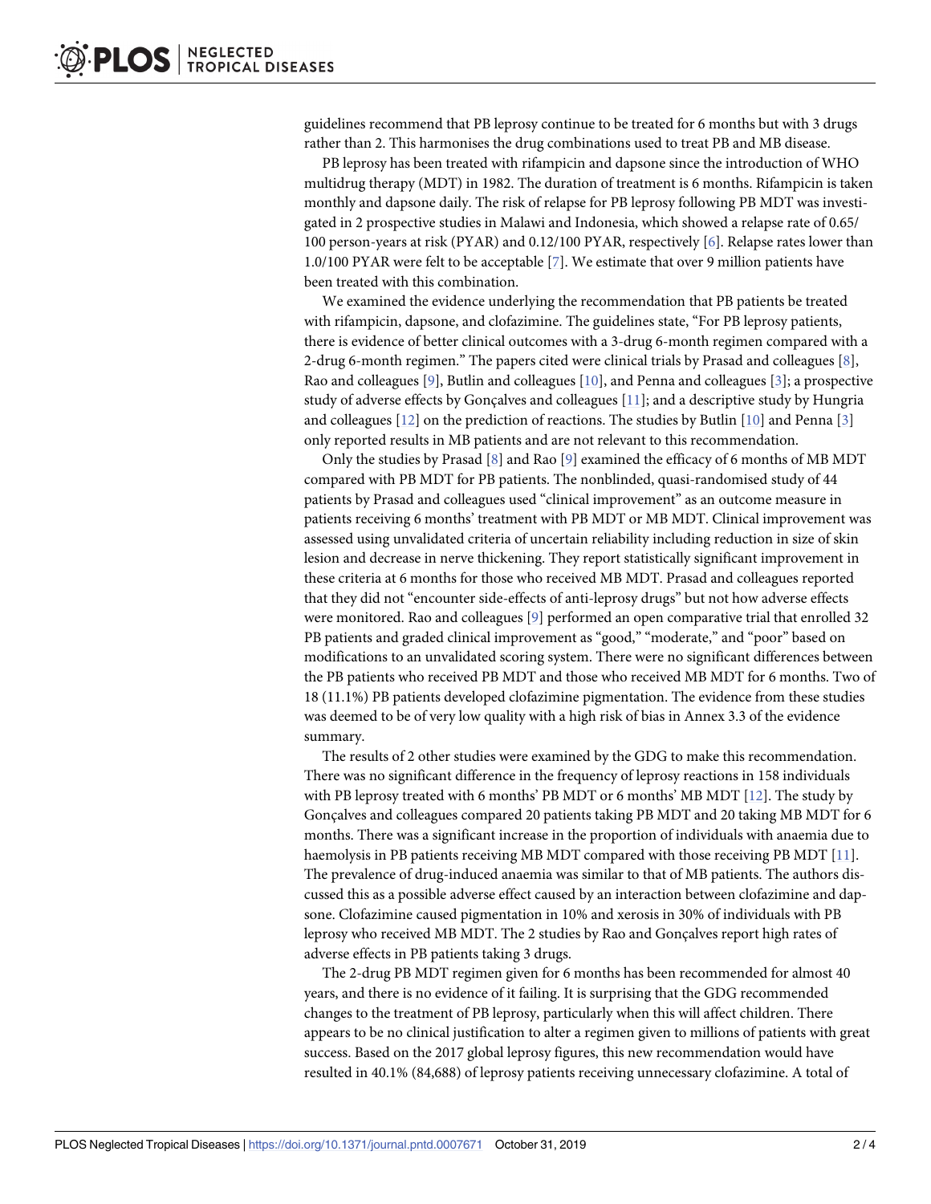guidelines recommend that PB leprosy continue to be treated for 6 months but with 3 drugs rather than 2. This harmonises the drug combinations used to treat PB and MB disease.

PB leprosy has been treated with rifampicin and dapsone since the introduction of WHO multidrug therapy (MDT) in 1982. The duration of treatment is 6 months. Rifampicin is taken monthly and dapsone daily. The risk of relapse for PB leprosy following PB MDT was investigated in 2 prospective studies in Malawi and Indonesia, which showed a relapse rate of 0.65/100 person-years at risk (PYAR) and 0.12/100 PYAR, respectively [6]. Relapse rates lower than 1.0/100 PYAR were felt to be acceptable [7]. We estimate that over 9 million patients have been treated with this combination.

We examined the evidence underlying the recommendation that PB patients be treated with rifampicin, dapsone, and clofazimine. The guidelines state, "For PB leprosy patients, there is evidence of better clinical outcomes with a 3-drug 6-month regimen compared with a 2-drug 6-month regimen." The papers cited were clinical trials by Prasad and colleagues [8], Rao and colleagues [9], Butlin and colleagues [10], and Penna and colleagues [3]; a prospective study of adverse effects by Gonçalves and colleagues [11]; and a descriptive study by Hungria and colleagues [12] on the prediction of reactions. The studies by Butlin [10] and Penna [3] only reported results in MB patients and are not relevant to this recommendation.

Only the studies by Prasad [8] and Rao [9] examined the efficacy of 6 months of MB MDT compared with PB MDT for PB patients. The nonblinded, quasi-randomised study of 44 patients by Prasad and colleagues used "clinical improvement" as an outcome measure in patients receiving 6 months' treatment with PB MDT or MB MDT. Clinical improvement was assessed using unvalidated criteria of uncertain reliability including reduction in size of skin lesion and decrease in nerve thickening. They report statistically significant improvement in these criteria at 6 months for those who received MB MDT. Prasad and colleagues reported that they did not "encounter side-effects of anti-leprosy drugs" but not how adverse effects were monitored. Rao and colleagues [9] performed an open comparative trial that enrolled 32 PB patients and graded clinical improvement as "good," "moderate," and "poor" based on modifications to an unvalidated scoring system. There were no significant differences between the PB patients who received PB MDT and those who received MB MDT for 6 months. Two of 18 (11.1%) PB patients developed clofazimine pigmentation. The evidence from these studies was deemed to be of very low quality with a high risk of bias in Annex 3.3 of the evidence summary.

The results of 2 other studies were examined by the GDG to make this recommendation. There was no significant difference in the frequency of leprosy reactions in 158 individuals with PB leprosy treated with 6 months' PB MDT or 6 months' MB MDT [12]. The study by Gonçalves and colleagues compared 20 patients taking PB MDT and 20 taking MB MDT for 6 months. There was a significant increase in the proportion of individuals with anaemia due to haemolysis in PB patients receiving MB MDT compared with those receiving PB MDT [11]. The prevalence of drug-induced anaemia was similar to that of MB patients. The authors discussed this as a possible adverse effect caused by an interaction between clofazimine and dapsone. Clofazimine caused pigmentation in 10% and xerosis in 30% of individuals with PB leprosy who received MB MDT. The 2 studies by Rao and Gonçalves report high rates of adverse effects in PB patients taking 3 drugs.

The 2-drug PB MDT regimen given for 6 months has been recommended for almost 40 years, and there is no evidence of it failing. It is surprising that the GDG recommended changes to the treatment of PB leprosy, particularly when this will affect children. There appears to be no clinical justification to alter a regimen given to millions of patients with great success. Based on the 2017 global leprosy figures, this new recommendation would have resulted in 40.1% (84,688) of leprosy patients receiving unnecessary clofazimine. A total of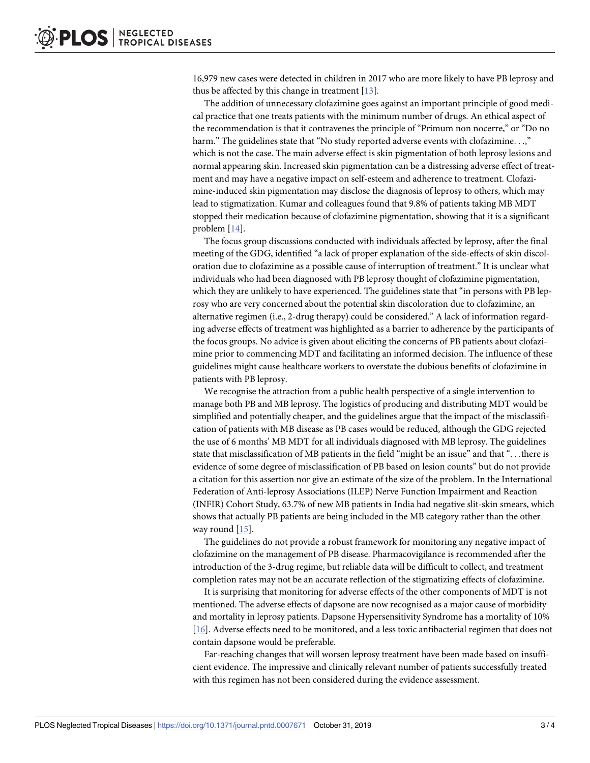16,979 new cases were detected in children in 2017 who are more likely to have PB leprosy and thus be affected by this change in treatment [13].

The addition of unnecessary clofazimine goes against an important principle of good medical practice that one treats patients with the minimum number of drugs. An ethical aspect of the recommendation is that it contravenes the principle of "Primum non nocerre," or "Do no harm." The guidelines state that "No study reported adverse events with clofazimine. . .," which is not the case. The main adverse effect is skin pigmentation of both leprosy lesions and normal appearing skin. Increased skin pigmentation can be a distressing adverse effect of treatment and may have a negative impact on self-esteem and adherence to treatment. Clofazimine-induced skin pigmentation may disclose the diagnosis of leprosy to others, which may lead to stigmatization. Kumar and colleagues found that 9.8% of patients taking MB MDT stopped their medication because of clofazimine pigmentation, showing that it is a significant problem [14].

The focus group discussions conducted with individuals affected by leprosy, after the final meeting of the GDG, identified "a lack of proper explanation of the side-effects of skin discoloration due to clofazimine as a possible cause of interruption of treatment." It is unclear what individuals who had been diagnosed with PB leprosy thought of clofazimine pigmentation, which they are unlikely to have experienced. The guidelines state that "in persons with PB leprosy who are very concerned about the potential skin discoloration due to clofazimine, an alternative regimen (i.e., 2-drug therapy) could be considered." A lack of information regarding adverse effects of treatment was highlighted as a barrier to adherence by the participants of the focus groups. No advice is given about eliciting the concerns of PB patients about clofazimine prior to commencing MDT and facilitating an informed decision. The influence of these guidelines might cause healthcare workers to overstate the dubious benefits of clofazimine in patients with PB leprosy.

We recognise the attraction from a public health perspective of a single intervention to manage both PB and MB leprosy. The logistics of producing and distributing MDT would be simplified and potentially cheaper, and the guidelines argue that the impact of the misclassification of patients with MB disease as PB cases would be reduced, although the GDG rejected the use of 6 months' MB MDT for all individuals diagnosed with MB leprosy. The guidelines state that misclassification of MB patients in the field "might be an issue" and that ". . .there is evidence of some degree of misclassification of PB based on lesion counts" but do not provide a citation for this assertion nor give an estimate of the size of the problem. In the International Federation of Anti-leprosy Associations (ILEP) Nerve Function Impairment and Reaction (INFIR) Cohort Study, 63.7% of new MB patients in India had negative slit-skin smears, which shows that actually PB patients are being included in the MB category rather than the other way round [15].

The guidelines do not provide a robust framework for monitoring any negative impact of clofazimine on the management of PB disease. Pharmacovigilance is recommended after the introduction of the 3-drug regime, but reliable data will be difficult to collect, and treatment completion rates may not be an accurate reflection of the stigmatizing effects of clofazimine.

It is surprising that monitoring for adverse effects of the other components of MDT is not mentioned. The adverse effects of dapsone are now recognised as a major cause of morbidity and mortality in leprosy patients. Dapsone Hypersensitivity Syndrome has a mortality of 10% [16]. Adverse effects need to be monitored, and a less toxic antibacterial regimen that does not contain dapsone would be preferable.

Far-reaching changes that will worsen leprosy treatment have been made based on insufficient evidence. The impressive and clinically relevant number of patients successfully treated with this regimen has not been considered during the evidence assessment.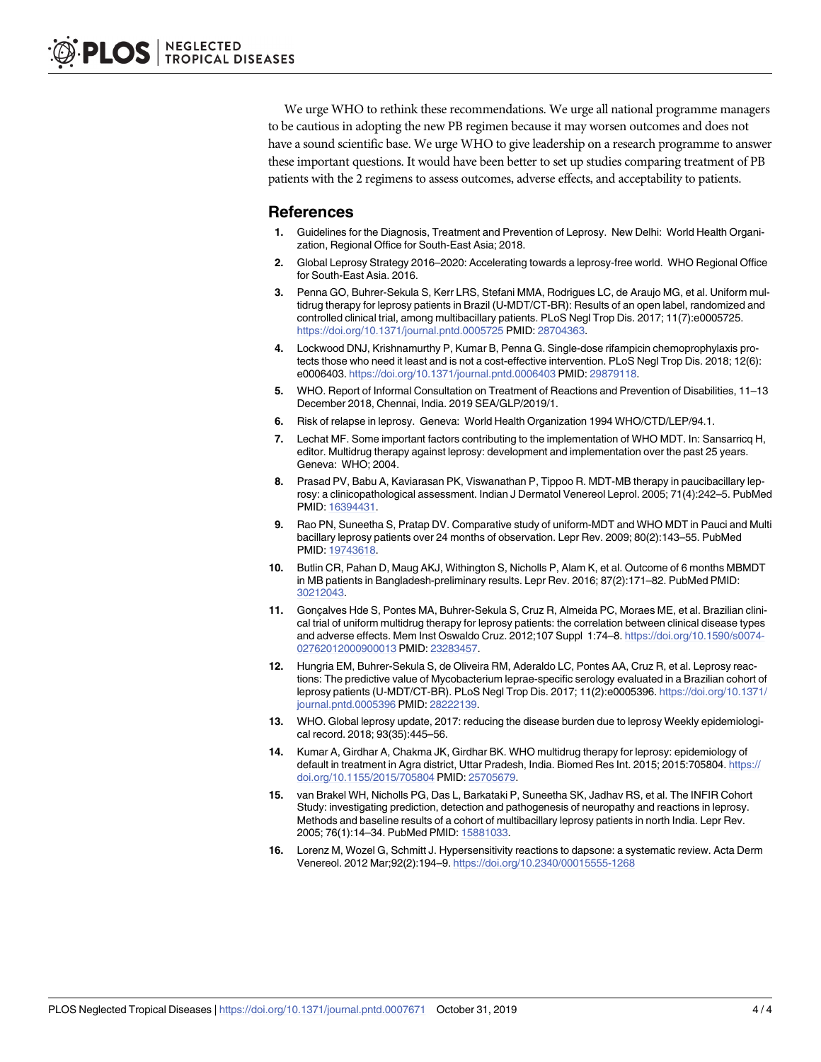We urge WHO to rethink these recommendations. We urge all national programme managers to be cautious in adopting the new PB regimen because it may worsen outcomes and does not have a sound scientific base. We urge WHO to give leadership on a research programme to answer these important questions. It would have been better to set up studies comparing treatment of PB patients with the 2 regimens to assess outcomes, adverse effects, and acceptability to patients.

## References

1. Guidelines for the Diagnosis, Treatment and Prevention of Leprosy. New Delhi: World Health Organization, Regional Office for South-East Asia; 2018.
2. Global Leprosy Strategy 2016–2020: Accelerating towards a leprosy-free world. WHO Regional Office for South-East Asia. 2016.
3. Penna GO, Buhrer-Sekula S, Kerr LRS, Stefani MMA, Rodrigues LC, de Araujo MG, et al. Uniform multidrug therapy for leprosy patients in Brazil (U-MDT/CT-BR): Results of an open label, randomized and controlled clinical trial, among multibacillary patients. PLoS Negl Trop Dis. 2017; 11(7):e0005725. https://doi.org/10.1371/journal.pntd.0005725 PMID: 28704363.
4. Lockwood DNJ, Krishnamurthy P, Kumar B, Penna G. Single-dose rifampicin chemoprophylaxis protects those who need it least and is not a cost-effective intervention. PLoS Negl Trop Dis. 2018; 12(6): e0006403. https://doi.org/10.1371/journal.pntd.0006403 PMID: 29879118.
5. WHO. Report of Informal Consultation on Treatment of Reactions and Prevention of Disabilities, 11–13 December 2018, Chennai, India. 2019 SEA/GLP/2019/1.
6. Risk of relapse in leprosy. Geneva: World Health Organization 1994 WHO/CTD/LEP/94.1.
7. Lechat MF. Some important factors contributing to the implementation of WHO MDT. In: Sansarricq H, editor. Multidrug therapy against leprosy: development and implementation over the past 25 years. Geneva: WHO; 2004.
8. Prasad PV, Babu A, Kaviarasan PK, Viswanathan P, Tippoo R. MDT-MB therapy in paucibacillary leprosy: a clinicopathological assessment. Indian J Dermatol Venereol Leprol. 2005; 71(4):242–5. PubMed PMID: 16394431.
9. Rao PN, Suneetha S, Pratap DV. Comparative study of uniform-MDT and WHO MDT in Pauci and Multi bacillary leprosy patients over 24 months of observation. Lepr Rev. 2009; 80(2):143–55. PubMed PMID: 19743618.
10. Butlin CR, Pahan D, Maug AKJ, Withington S, Nicholls P, Alam K, et al. Outcome of 6 months MBMDT in MB patients in Bangladesh-preliminary results. Lepr Rev. 2016; 87(2):171–82. PubMed PMID: 30212043.
11. Gonçalves Hde S, Pontes MA, Buhrer-Sekula S, Cruz R, Almeida PC, Moraes ME, et al. Brazilian clinical trial of uniform multidrug therapy for leprosy patients: the correlation between clinical disease types and adverse effects. Mem Inst Oswaldo Cruz. 2012;107 Suppl 1:74–8. https://doi.org/10.1590/s0074-02762012000900013 PMID: 23283457.
12. Hungria EM, Buhrer-Sekula S, de Oliveira RM, Aderaldo LC, Pontes AA, Cruz R, et al. Leprosy reactions: The predictive value of Mycobacterium leprae-specific serology evaluated in a Brazilian cohort of leprosy patients (U-MDT/CT-BR). PLoS Negl Trop Dis. 2017; 11(2):e0005396. https://doi.org/10.1371/journal.pntd.0005396 PMID: 28222139.
13. WHO. Global leprosy update, 2017: reducing the disease burden due to leprosy Weekly epidemiological record. 2018; 93(35):445–56.
14. Kumar A, Girdhar A, Chakma JK, Girdhar BK. WHO multidrug therapy for leprosy: epidemiology of default in treatment in Agra district, Uttar Pradesh, India. Biomed Res Int. 2015; 2015:705804. https://doi.org/10.1155/2015/705804 PMID: 25705679.
15. van Brakel WH, Nicholls PG, Das L, Barkataki P, Suneetha SK, Jadhav RS, et al. The INFIR Cohort Study: investigating prediction, detection and pathogenesis of neuropathy and reactions in leprosy. Methods and baseline results of a cohort of multibacillary leprosy patients in north India. Lepr Rev. 2005; 76(1):14–34. PubMed PMID: 15881033.
16. Lorenz M, Wozel G, Schmitt J. Hypersensitivity reactions to dapsone: a systematic review. Acta Derm Venereol. 2012 Mar;92(2):194–9. https://doi.org/10.2340/00015555-1268